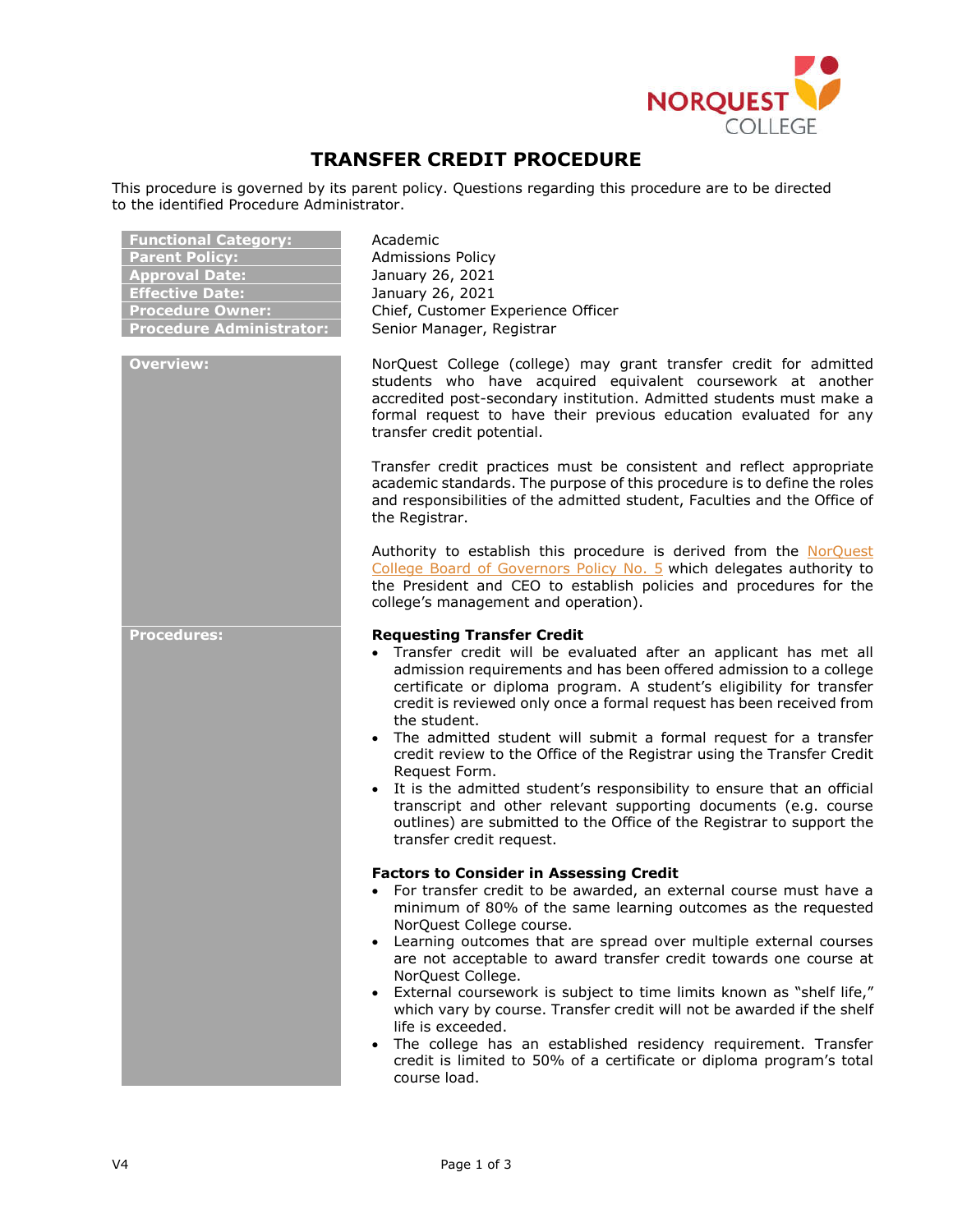# TRANSFER CREDIT PROCEDURE

This procedure is governed by its parent policy. Questions regarding this procedure are to be directed to the identified Procedure Administrator.

| | |
|---|---|
| **Functional Category:** | Academic |
| **Parent Policy:** | Admissions Policy |
| **Approval Date:** | January 26, 2021 |
| **Effective Date:** | January 26, 2021 |
| **Procedure Owner:** | Chief, Customer Experience Officer |
| **Procedure Administrator:** | Senior Manager, Registrar |

## Overview:

NorQuest College (college) may grant transfer credit for admitted students who have acquired equivalent coursework at another accredited post-secondary institution. Admitted students must make a formal request to have their previous education evaluated for any transfer credit potential.

Transfer credit practices must be consistent and reflect appropriate academic standards. The purpose of this procedure is to define the roles and responsibilities of the admitted student, Faculties and the Office of the Registrar.

Authority to establish this procedure is derived from the NorQuest College Board of Governors Policy No. 5 which delegates authority to the President and CEO to establish policies and procedures for the college's management and operation).

## Procedures:

### Requesting Transfer Credit

- Transfer credit will be evaluated after an applicant has met all admission requirements and has been offered admission to a college certificate or diploma program. A student's eligibility for transfer credit is reviewed only once a formal request has been received from the student.
- The admitted student will submit a formal request for a transfer credit review to the Office of the Registrar using the Transfer Credit Request Form.
- It is the admitted student's responsibility to ensure that an official transcript and other relevant supporting documents (e.g. course outlines) are submitted to the Office of the Registrar to support the transfer credit request.

### Factors to Consider in Assessing Credit

- For transfer credit to be awarded, an external course must have a minimum of 80% of the same learning outcomes as the requested NorQuest College course.
- Learning outcomes that are spread over multiple external courses are not acceptable to award transfer credit towards one course at NorQuest College.
- External coursework is subject to time limits known as "shelf life," which vary by course. Transfer credit will not be awarded if the shelf life is exceeded.
- The college has an established residency requirement. Transfer credit is limited to 50% of a certificate or diploma program's total course load.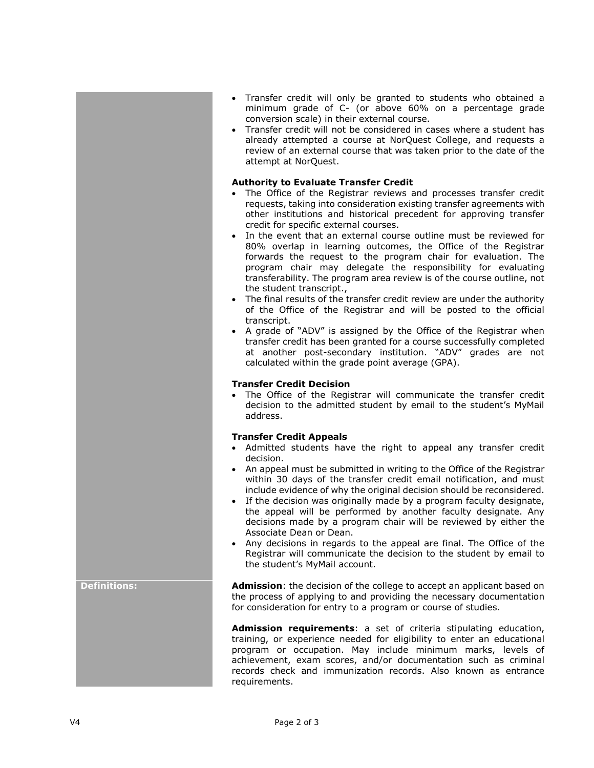- Transfer credit will only be granted to students who obtained a minimum grade of C- (or above 60% on a percentage grade conversion scale) in their external course.
- Transfer credit will not be considered in cases where a student has already attempted a course at NorQuest College, and requests a review of an external course that was taken prior to the date of the attempt at NorQuest.

**Authority to Evaluate Transfer Credit**

- The Office of the Registrar reviews and processes transfer credit requests, taking into consideration existing transfer agreements with other institutions and historical precedent for approving transfer credit for specific external courses.
- In the event that an external course outline must be reviewed for 80% overlap in learning outcomes, the Office of the Registrar forwards the request to the program chair for evaluation. The program chair may delegate the responsibility for evaluating transferability. The program area review is of the course outline, not the student transcript.,
- The final results of the transfer credit review are under the authority of the Office of the Registrar and will be posted to the official transcript.
- A grade of "ADV" is assigned by the Office of the Registrar when transfer credit has been granted for a course successfully completed at another post-secondary institution. "ADV" grades are not calculated within the grade point average (GPA).

**Transfer Credit Decision**

- The Office of the Registrar will communicate the transfer credit decision to the admitted student by email to the student's MyMail address.

**Transfer Credit Appeals**

- Admitted students have the right to appeal any transfer credit decision.
- An appeal must be submitted in writing to the Office of the Registrar within 30 days of the transfer credit email notification, and must include evidence of why the original decision should be reconsidered.
- If the decision was originally made by a program faculty designate, the appeal will be performed by another faculty designate. Any decisions made by a program chair will be reviewed by either the Associate Dean or Dean.
- Any decisions in regards to the appeal are final. The Office of the Registrar will communicate the decision to the student by email to the student's MyMail account.

**Definitions:**

**Admission**: the decision of the college to accept an applicant based on the process of applying to and providing the necessary documentation for consideration for entry to a program or course of studies.

**Admission requirements**: a set of criteria stipulating education, training, or experience needed for eligibility to enter an educational program or occupation. May include minimum marks, levels of achievement, exam scores, and/or documentation such as criminal records check and immunization records. Also known as entrance requirements.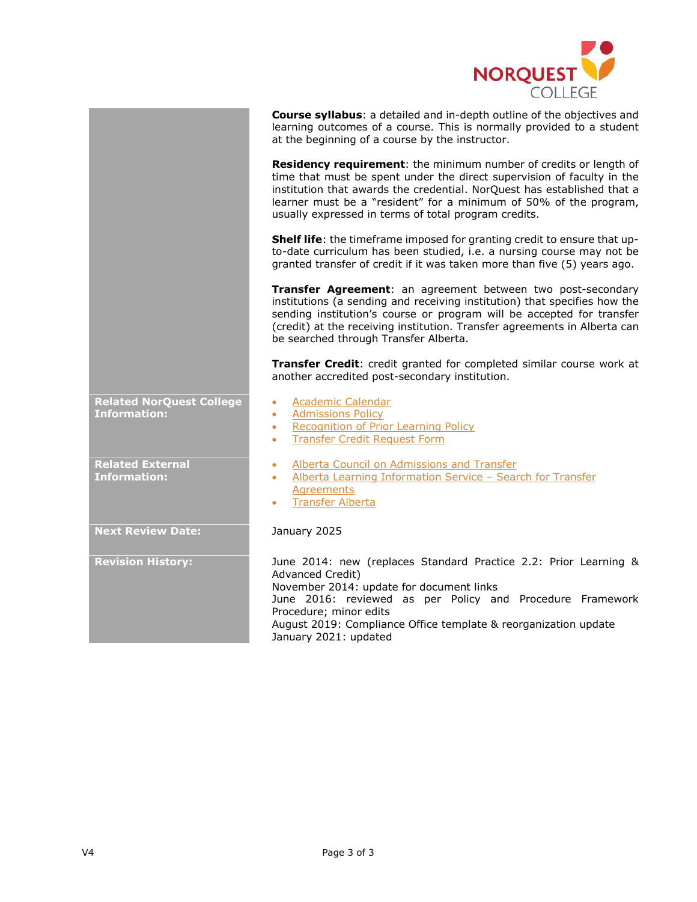**Course syllabus**: a detailed and in-depth outline of the objectives and learning outcomes of a course. This is normally provided to a student at the beginning of a course by the instructor.

**Residency requirement**: the minimum number of credits or length of time that must be spent under the direct supervision of faculty in the institution that awards the credential. NorQuest has established that a learner must be a "resident" for a minimum of 50% of the program, usually expressed in terms of total program credits.

**Shelf life**: the timeframe imposed for granting credit to ensure that up-to-date curriculum has been studied, i.e. a nursing course may not be granted transfer of credit if it was taken more than five (5) years ago.

**Transfer Agreement**: an agreement between two post-secondary institutions (a sending and receiving institution) that specifies how the sending institution's course or program will be accepted for transfer (credit) at the receiving institution. Transfer agreements in Alberta can be searched through Transfer Alberta.

**Transfer Credit**: credit granted for completed similar course work at another accredited post-secondary institution.

| | |
|---|---|
| **Related NorQuest College Information:** | • Academic Calendar<br>• Admissions Policy<br>• Recognition of Prior Learning Policy<br>• Transfer Credit Request Form |
| **Related External Information:** | • Alberta Council on Admissions and Transfer<br>• Alberta Learning Information Service – Search for Transfer Agreements<br>• Transfer Alberta |
| **Next Review Date:** | January 2025 |
| **Revision History:** | June 2014: new (replaces Standard Practice 2.2: Prior Learning & Advanced Credit)<br>November 2014: update for document links<br>June 2016: reviewed as per Policy and Procedure Framework Procedure; minor edits<br>August 2019: Compliance Office template & reorganization update<br>January 2021: updated |

V4